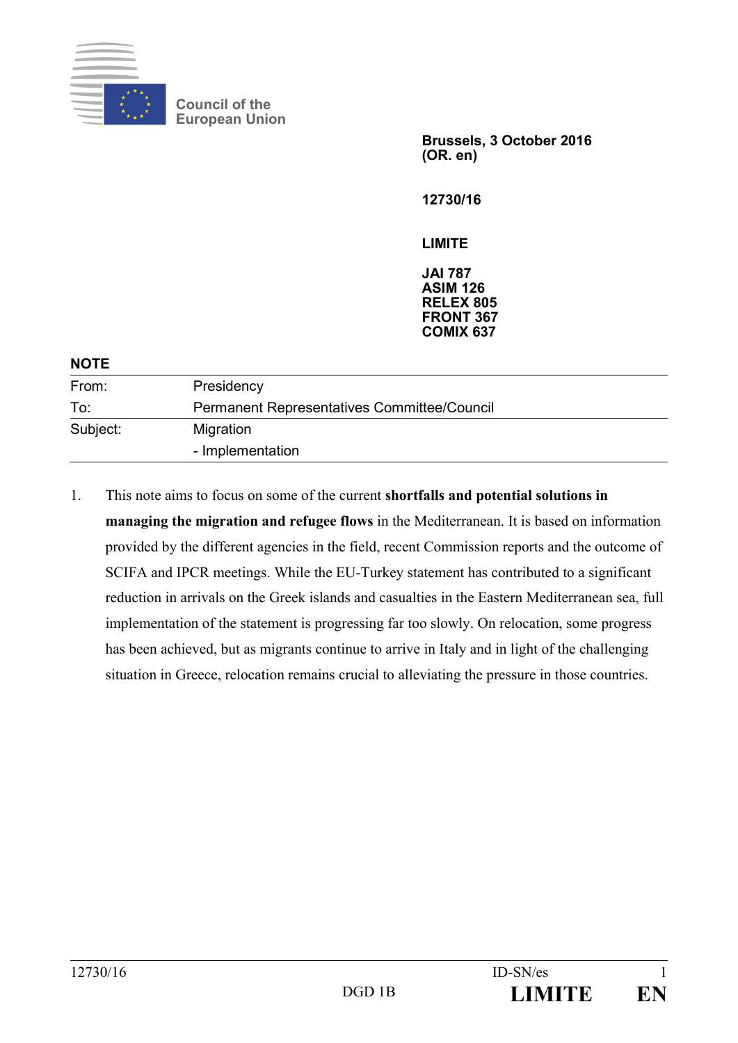Council of the European Union

**Brussels, 3 October 2016**
**(OR. en)**

**12730/16**

**LIMITE**

**JAI 787**
**ASIM 126**
**RELEX 805**
**FRONT 367**
**COMIX 637**

**NOTE**

| | |
|---|---|
| From: | Presidency |
| To: | Permanent Representatives Committee/Council |
| Subject: | Migration<br>- Implementation |

1. This note aims to focus on some of the current **shortfalls and potential solutions in managing the migration and refugee flows** in the Mediterranean. It is based on information provided by the different agencies in the field, recent Commission reports and the outcome of SCIFA and IPCR meetings. While the EU-Turkey statement has contributed to a significant reduction in arrivals on the Greek islands and casualties in the Eastern Mediterranean sea, full implementation of the statement is progressing far too slowly. On relocation, some progress has been achieved, but as migrants continue to arrive in Italy and in light of the challenging situation in Greece, relocation remains crucial to alleviating the pressure in those countries.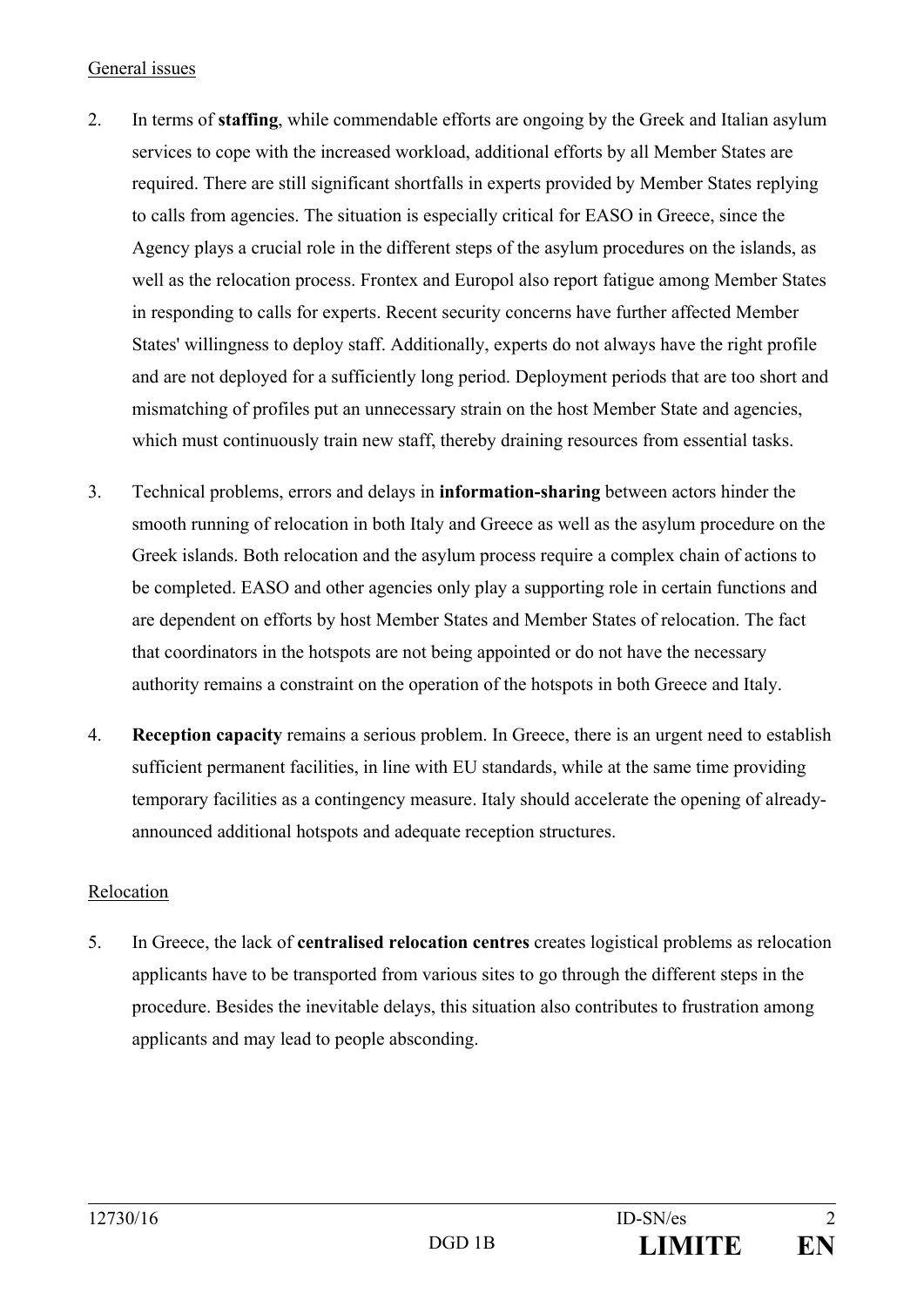General issues

2. In terms of **staffing**, while commendable efforts are ongoing by the Greek and Italian asylum services to cope with the increased workload, additional efforts by all Member States are required. There are still significant shortfalls in experts provided by Member States replying to calls from agencies. The situation is especially critical for EASO in Greece, since the Agency plays a crucial role in the different steps of the asylum procedures on the islands, as well as the relocation process. Frontex and Europol also report fatigue among Member States in responding to calls for experts. Recent security concerns have further affected Member States' willingness to deploy staff. Additionally, experts do not always have the right profile and are not deployed for a sufficiently long period. Deployment periods that are too short and mismatching of profiles put an unnecessary strain on the host Member State and agencies, which must continuously train new staff, thereby draining resources from essential tasks.

3. Technical problems, errors and delays in **information-sharing** between actors hinder the smooth running of relocation in both Italy and Greece as well as the asylum procedure on the Greek islands. Both relocation and the asylum process require a complex chain of actions to be completed. EASO and other agencies only play a supporting role in certain functions and are dependent on efforts by host Member States and Member States of relocation. The fact that coordinators in the hotspots are not being appointed or do not have the necessary authority remains a constraint on the operation of the hotspots in both Greece and Italy.

4. **Reception capacity** remains a serious problem. In Greece, there is an urgent need to establish sufficient permanent facilities, in line with EU standards, while at the same time providing temporary facilities as a contingency measure. Italy should accelerate the opening of already-announced additional hotspots and adequate reception structures.

Relocation

5. In Greece, the lack of **centralised relocation centres** creates logistical problems as relocation applicants have to be transported from various sites to go through the different steps in the procedure. Besides the inevitable delays, this situation also contributes to frustration among applicants and may lead to people absconding.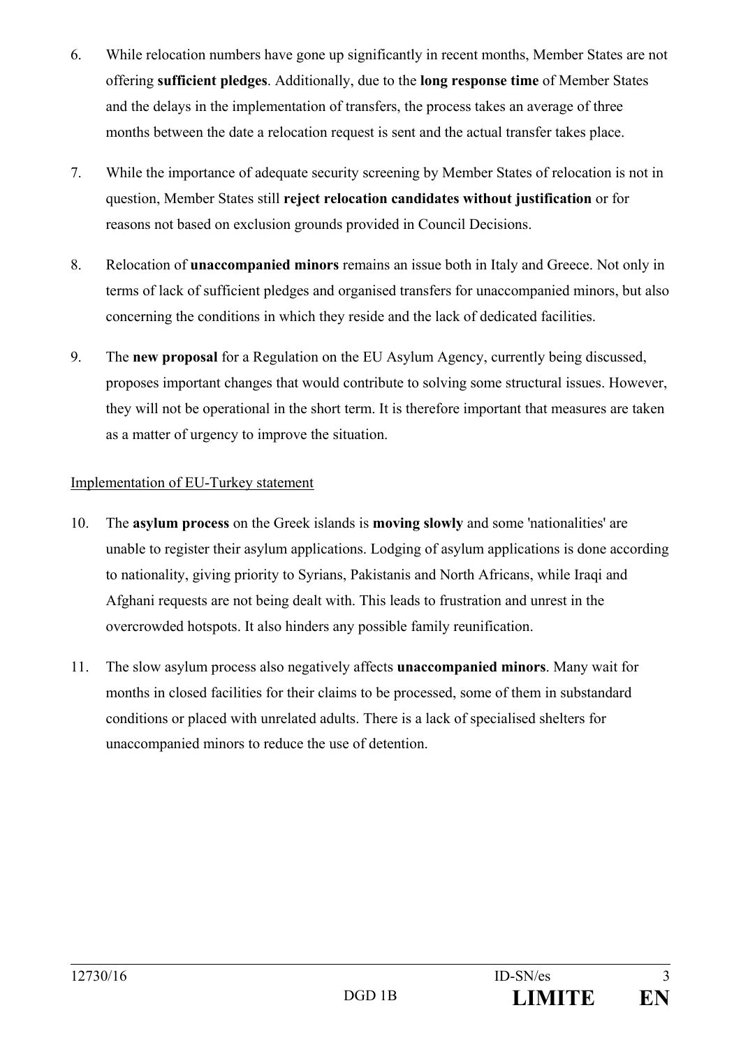6. While relocation numbers have gone up significantly in recent months, Member States are not offering **sufficient pledges**. Additionally, due to the **long response time** of Member States and the delays in the implementation of transfers, the process takes an average of three months between the date a relocation request is sent and the actual transfer takes place.

7. While the importance of adequate security screening by Member States of relocation is not in question, Member States still **reject relocation candidates without justification** or for reasons not based on exclusion grounds provided in Council Decisions.

8. Relocation of **unaccompanied minors** remains an issue both in Italy and Greece. Not only in terms of lack of sufficient pledges and organised transfers for unaccompanied minors, but also concerning the conditions in which they reside and the lack of dedicated facilities.

9. The **new proposal** for a Regulation on the EU Asylum Agency, currently being discussed, proposes important changes that would contribute to solving some structural issues. However, they will not be operational in the short term. It is therefore important that measures are taken as a matter of urgency to improve the situation.

<u>Implementation of EU-Turkey statement</u>

10. The **asylum process** on the Greek islands is **moving slowly** and some 'nationalities' are unable to register their asylum applications. Lodging of asylum applications is done according to nationality, giving priority to Syrians, Pakistanis and North Africans, while Iraqi and Afghani requests are not being dealt with. This leads to frustration and unrest in the overcrowded hotspots. It also hinders any possible family reunification.

11. The slow asylum process also negatively affects **unaccompanied minors**. Many wait for months in closed facilities for their claims to be processed, some of them in substandard conditions or placed with unrelated adults. There is a lack of specialised shelters for unaccompanied minors to reduce the use of detention.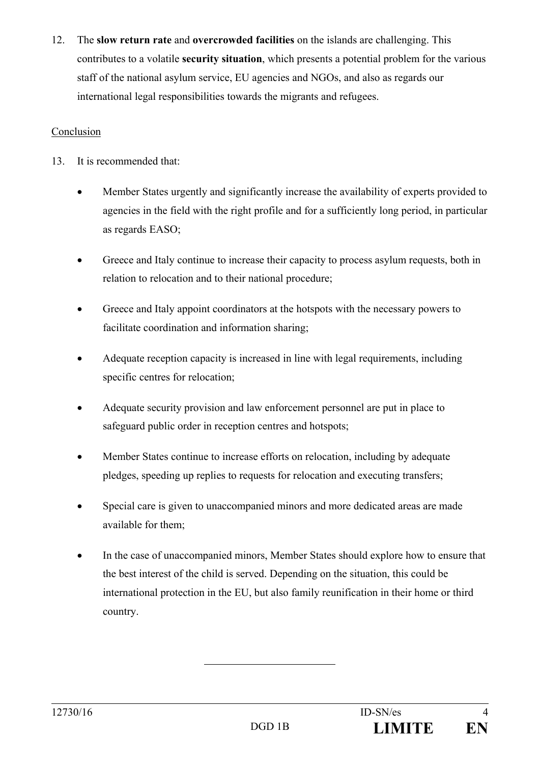12. The **slow return rate** and **overcrowded facilities** on the islands are challenging. This contributes to a volatile **security situation**, which presents a potential problem for the various staff of the national asylum service, EU agencies and NGOs, and also as regards our international legal responsibilities towards the migrants and refugees.

<u>Conclusion</u>

13. It is recommended that:

- Member States urgently and significantly increase the availability of experts provided to agencies in the field with the right profile and for a sufficiently long period, in particular as regards EASO;
- Greece and Italy continue to increase their capacity to process asylum requests, both in relation to relocation and to their national procedure;
- Greece and Italy appoint coordinators at the hotspots with the necessary powers to facilitate coordination and information sharing;
- Adequate reception capacity is increased in line with legal requirements, including specific centres for relocation;
- Adequate security provision and law enforcement personnel are put in place to safeguard public order in reception centres and hotspots;
- Member States continue to increase efforts on relocation, including by adequate pledges, speeding up replies to requests for relocation and executing transfers;
- Special care is given to unaccompanied minors and more dedicated areas are made available for them;
- In the case of unaccompanied minors, Member States should explore how to ensure that the best interest of the child is served. Depending on the situation, this could be international protection in the EU, but also family reunification in their home or third country.